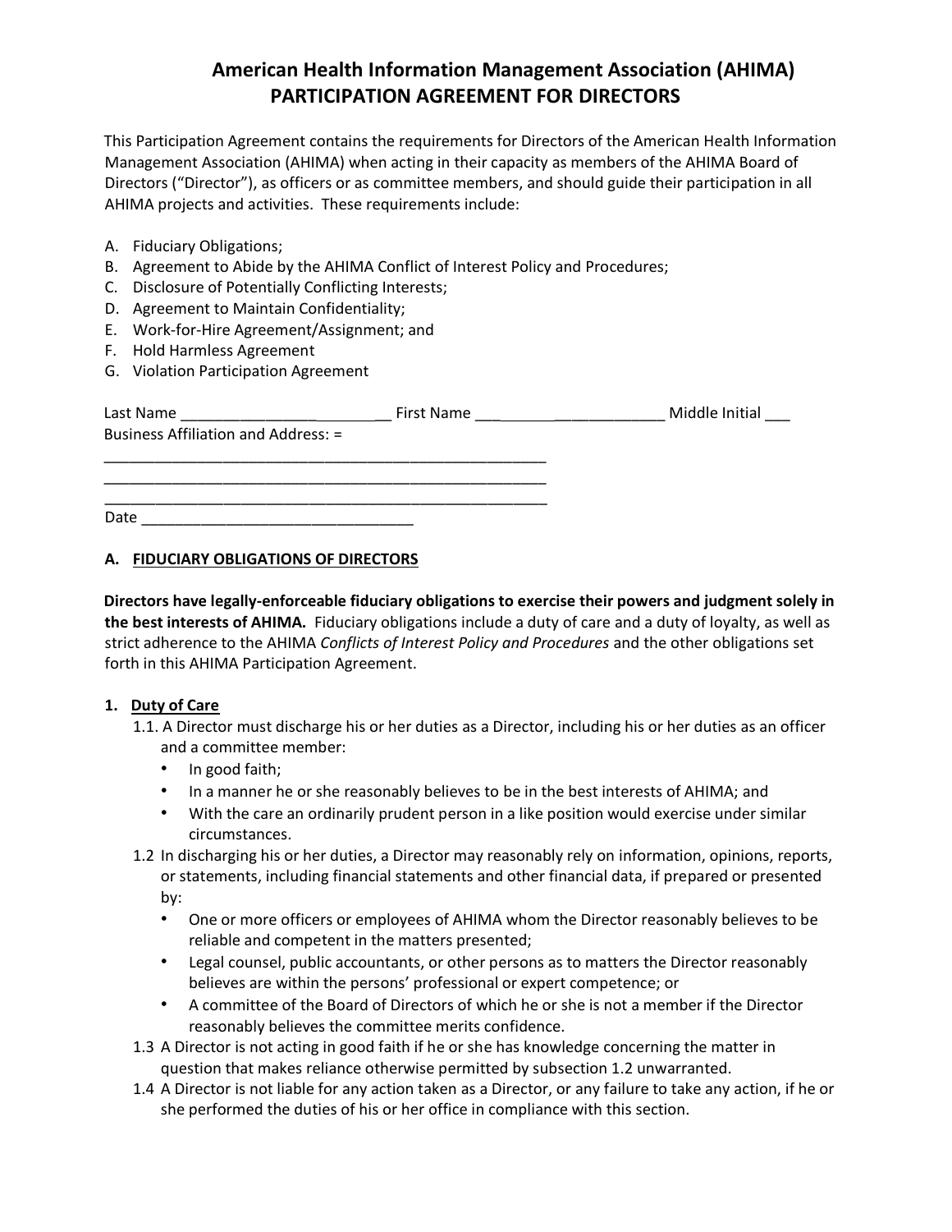# American Health Information Management Association (AHIMA)
# PARTICIPATION AGREEMENT FOR DIRECTORS

This Participation Agreement contains the requirements for Directors of the American Health Information Management Association (AHIMA) when acting in their capacity as members of the AHIMA Board of Directors ("Director"), as officers or as committee members, and should guide their participation in all AHIMA projects and activities. These requirements include:

A. Fiduciary Obligations;
B. Agreement to Abide by the AHIMA Conflict of Interest Policy and Procedures;
C. Disclosure of Potentially Conflicting Interests;
D. Agreement to Maintain Confidentiality;
E. Work-for-Hire Agreement/Assignment; and
F. Hold Harmless Agreement
G. Violation Participation Agreement

Last Name ___________________________ First Name ___________________________ Middle Initial ___
Business Affiliation and Address: =
_______________________________________________________
_______________________________________________________
_______________________________________________________
Date ________________________________

## A. FIDUCIARY OBLIGATIONS OF DIRECTORS

**Directors have legally-enforceable fiduciary obligations to exercise their powers and judgment solely in the best interests of AHIMA.** Fiduciary obligations include a duty of care and a duty of loyalty, as well as strict adherence to the AHIMA *Conflicts of Interest Policy and Procedures* and the other obligations set forth in this AHIMA Participation Agreement.

### 1. Duty of Care

1.1. A Director must discharge his or her duties as a Director, including his or her duties as an officer and a committee member:
- In good faith;
- In a manner he or she reasonably believes to be in the best interests of AHIMA; and
- With the care an ordinarily prudent person in a like position would exercise under similar circumstances.

1.2 In discharging his or her duties, a Director may reasonably rely on information, opinions, reports, or statements, including financial statements and other financial data, if prepared or presented by:
- One or more officers or employees of AHIMA whom the Director reasonably believes to be reliable and competent in the matters presented;
- Legal counsel, public accountants, or other persons as to matters the Director reasonably believes are within the persons' professional or expert competence; or
- A committee of the Board of Directors of which he or she is not a member if the Director reasonably believes the committee merits confidence.

1.3 A Director is not acting in good faith if he or she has knowledge concerning the matter in question that makes reliance otherwise permitted by subsection 1.2 unwarranted.

1.4 A Director is not liable for any action taken as a Director, or any failure to take any action, if he or she performed the duties of his or her office in compliance with this section.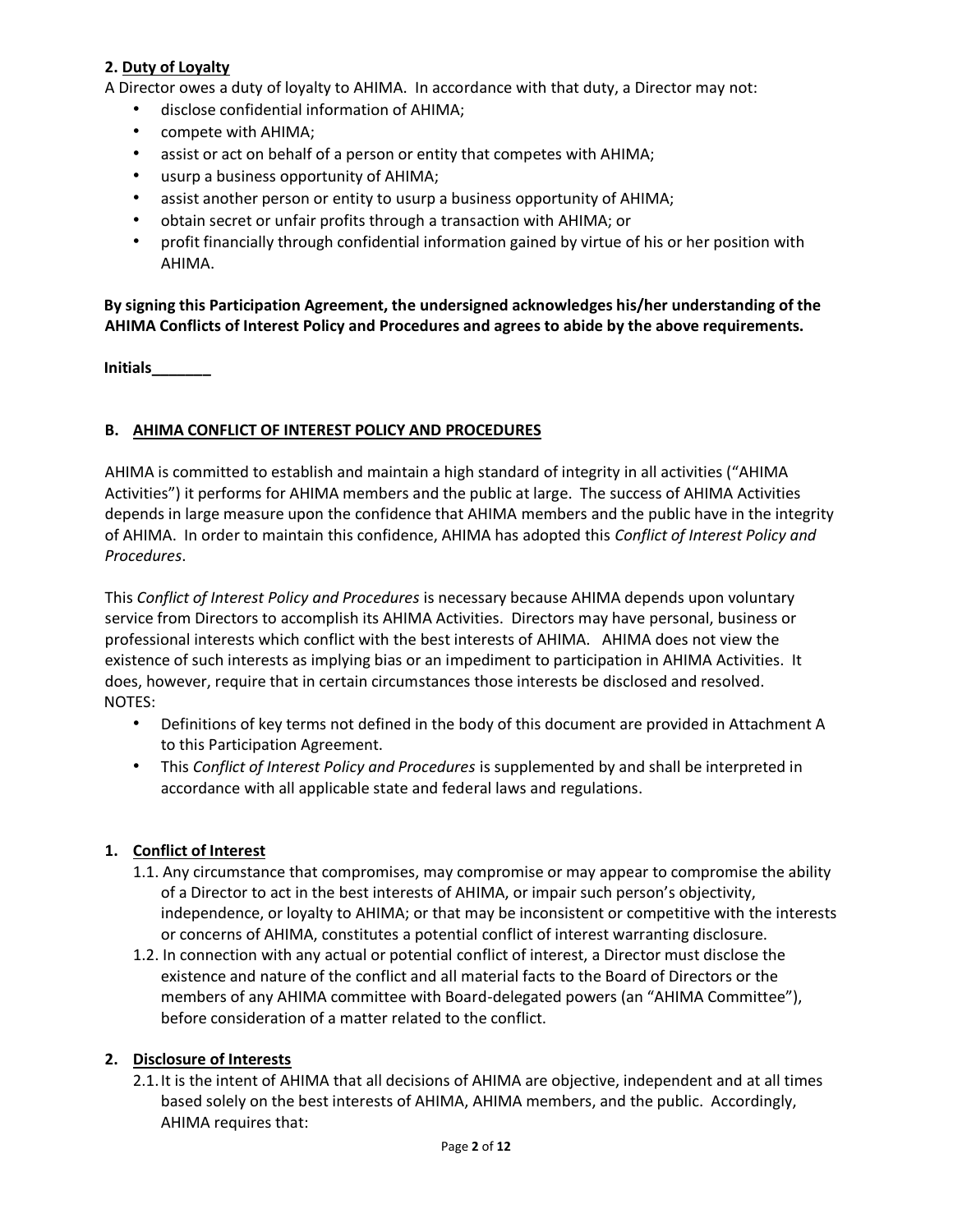**2. Duty of Loyalty**

A Director owes a duty of loyalty to AHIMA. In accordance with that duty, a Director may not:

- disclose confidential information of AHIMA;
- compete with AHIMA;
- assist or act on behalf of a person or entity that competes with AHIMA;
- usurp a business opportunity of AHIMA;
- assist another person or entity to usurp a business opportunity of AHIMA;
- obtain secret or unfair profits through a transaction with AHIMA; or
- profit financially through confidential information gained by virtue of his or her position with AHIMA.

**By signing this Participation Agreement, the undersigned acknowledges his/her understanding of the AHIMA Conflicts of Interest Policy and Procedures and agrees to abide by the above requirements.**

**Initials_______**

## B. AHIMA CONFLICT OF INTEREST POLICY AND PROCEDURES

AHIMA is committed to establish and maintain a high standard of integrity in all activities ("AHIMA Activities") it performs for AHIMA members and the public at large. The success of AHIMA Activities depends in large measure upon the confidence that AHIMA members and the public have in the integrity of AHIMA. In order to maintain this confidence, AHIMA has adopted this *Conflict of Interest Policy and Procedures*.

This *Conflict of Interest Policy and Procedures* is necessary because AHIMA depends upon voluntary service from Directors to accomplish its AHIMA Activities. Directors may have personal, business or professional interests which conflict with the best interests of AHIMA. AHIMA does not view the existence of such interests as implying bias or an impediment to participation in AHIMA Activities. It does, however, require that in certain circumstances those interests be disclosed and resolved.

NOTES:

- Definitions of key terms not defined in the body of this document are provided in Attachment A to this Participation Agreement.
- This *Conflict of Interest Policy and Procedures* is supplemented by and shall be interpreted in accordance with all applicable state and federal laws and regulations.

### 1. Conflict of Interest

1.1. Any circumstance that compromises, may compromise or may appear to compromise the ability of a Director to act in the best interests of AHIMA, or impair such person's objectivity, independence, or loyalty to AHIMA; or that may be inconsistent or competitive with the interests or concerns of AHIMA, constitutes a potential conflict of interest warranting disclosure.

1.2. In connection with any actual or potential conflict of interest, a Director must disclose the existence and nature of the conflict and all material facts to the Board of Directors or the members of any AHIMA committee with Board-delegated powers (an "AHIMA Committee"), before consideration of a matter related to the conflict.

### 2. Disclosure of Interests

2.1. It is the intent of AHIMA that all decisions of AHIMA are objective, independent and at all times based solely on the best interests of AHIMA, AHIMA members, and the public. Accordingly, AHIMA requires that: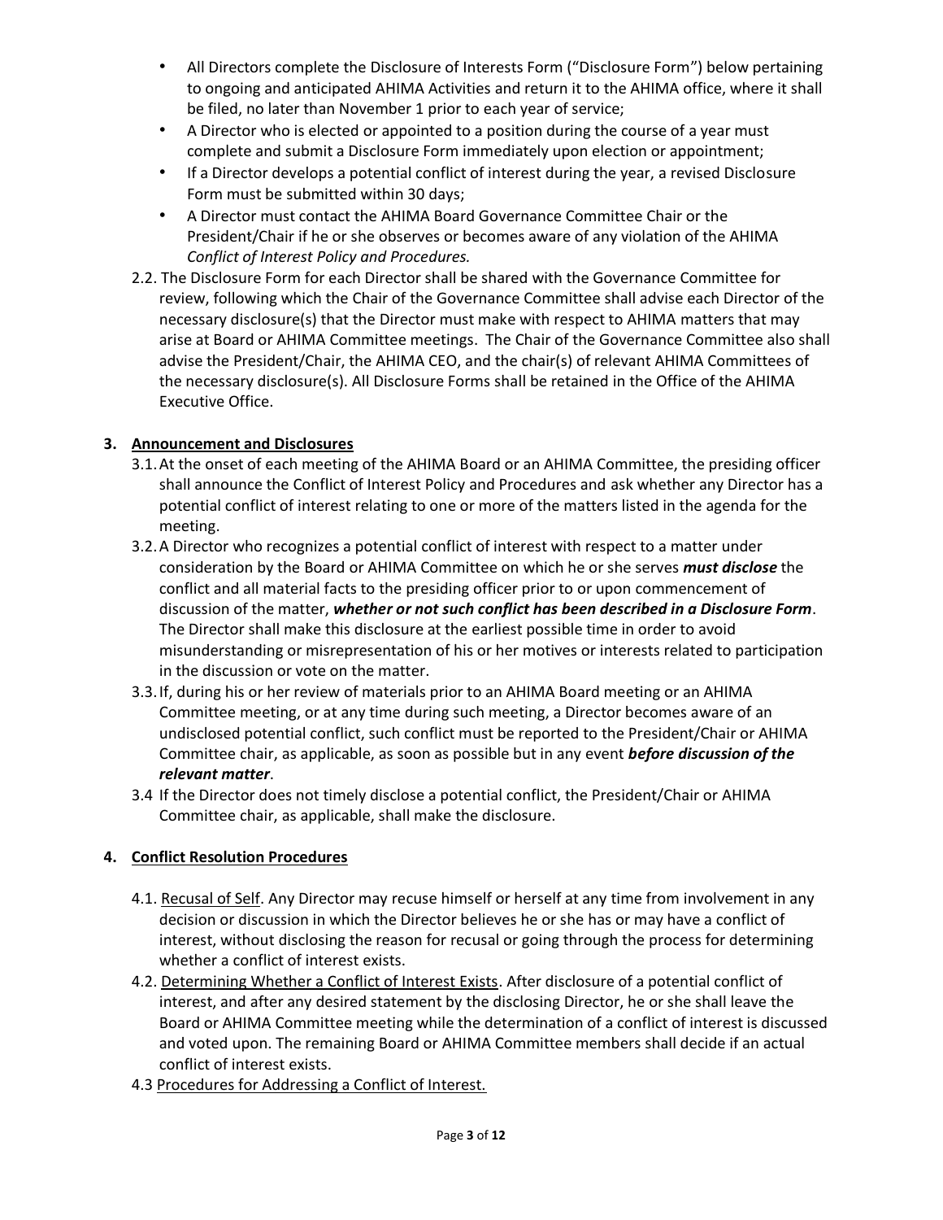- All Directors complete the Disclosure of Interests Form ("Disclosure Form") below pertaining to ongoing and anticipated AHIMA Activities and return it to the AHIMA office, where it shall be filed, no later than November 1 prior to each year of service;
- A Director who is elected or appointed to a position during the course of a year must complete and submit a Disclosure Form immediately upon election or appointment;
- If a Director develops a potential conflict of interest during the year, a revised Disclosure Form must be submitted within 30 days;
- A Director must contact the AHIMA Board Governance Committee Chair or the President/Chair if he or she observes or becomes aware of any violation of the AHIMA *Conflict of Interest Policy and Procedures.*

2.2. The Disclosure Form for each Director shall be shared with the Governance Committee for review, following which the Chair of the Governance Committee shall advise each Director of the necessary disclosure(s) that the Director must make with respect to AHIMA matters that may arise at Board or AHIMA Committee meetings. The Chair of the Governance Committee also shall advise the President/Chair, the AHIMA CEO, and the chair(s) of relevant AHIMA Committees of the necessary disclosure(s). All Disclosure Forms shall be retained in the Office of the AHIMA Executive Office.

**3. Announcement and Disclosures**

3.1. At the onset of each meeting of the AHIMA Board or an AHIMA Committee, the presiding officer shall announce the Conflict of Interest Policy and Procedures and ask whether any Director has a potential conflict of interest relating to one or more of the matters listed in the agenda for the meeting.

3.2. A Director who recognizes a potential conflict of interest with respect to a matter under consideration by the Board or AHIMA Committee on which he or she serves ***must disclose*** the conflict and all material facts to the presiding officer prior to or upon commencement of discussion of the matter, ***whether or not such conflict has been described in a Disclosure Form***. The Director shall make this disclosure at the earliest possible time in order to avoid misunderstanding or misrepresentation of his or her motives or interests related to participation in the discussion or vote on the matter.

3.3. If, during his or her review of materials prior to an AHIMA Board meeting or an AHIMA Committee meeting, or at any time during such meeting, a Director becomes aware of an undisclosed potential conflict, such conflict must be reported to the President/Chair or AHIMA Committee chair, as applicable, as soon as possible but in any event ***before discussion of the relevant matter***.

3.4 If the Director does not timely disclose a potential conflict, the President/Chair or AHIMA Committee chair, as applicable, shall make the disclosure.

**4. Conflict Resolution Procedures**

4.1. Recusal of Self. Any Director may recuse himself or herself at any time from involvement in any decision or discussion in which the Director believes he or she has or may have a conflict of interest, without disclosing the reason for recusal or going through the process for determining whether a conflict of interest exists.

4.2. Determining Whether a Conflict of Interest Exists. After disclosure of a potential conflict of interest, and after any desired statement by the disclosing Director, he or she shall leave the Board or AHIMA Committee meeting while the determination of a conflict of interest is discussed and voted upon. The remaining Board or AHIMA Committee members shall decide if an actual conflict of interest exists.

4.3 Procedures for Addressing a Conflict of Interest.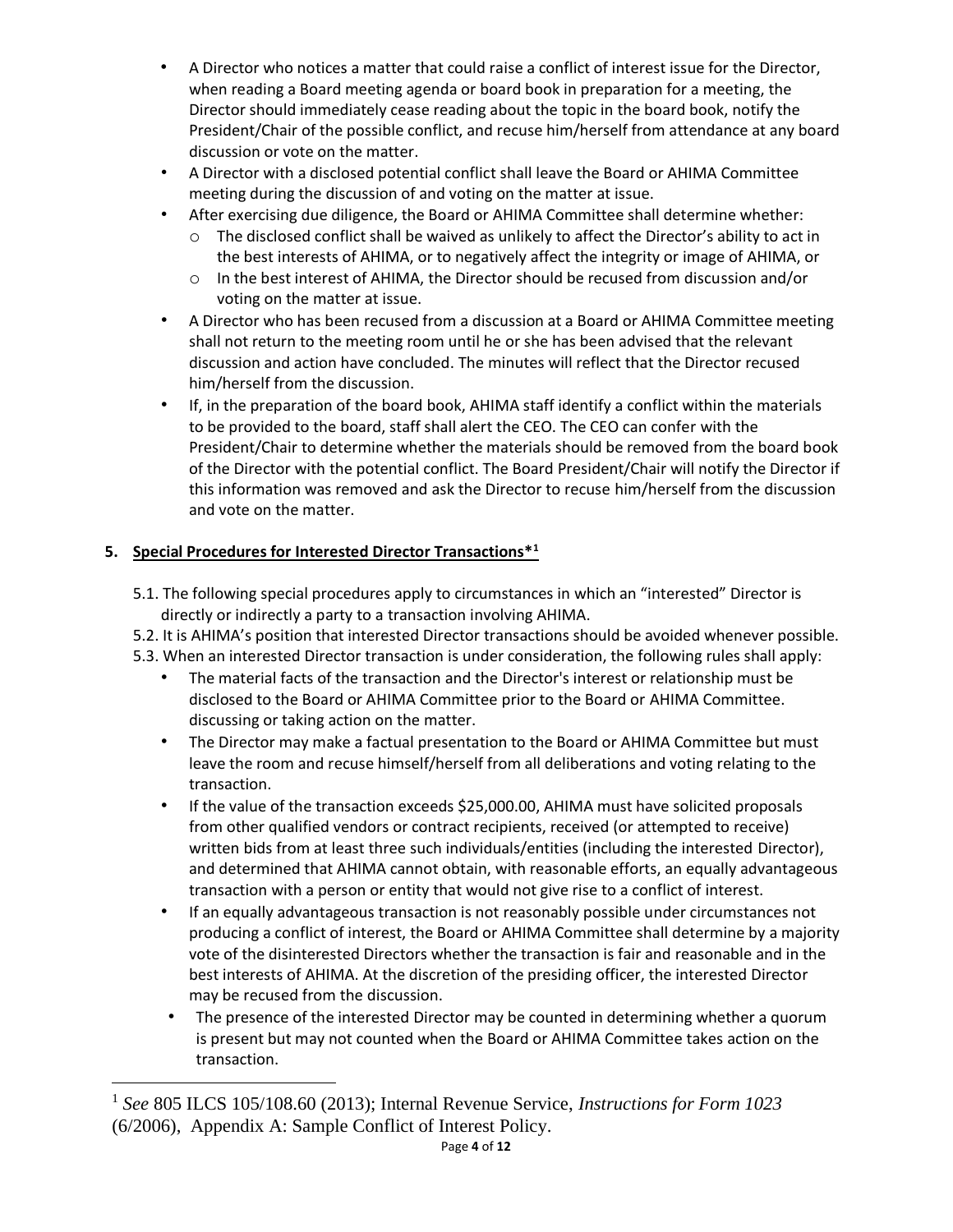- A Director who notices a matter that could raise a conflict of interest issue for the Director, when reading a Board meeting agenda or board book in preparation for a meeting, the Director should immediately cease reading about the topic in the board book, notify the President/Chair of the possible conflict, and recuse him/herself from attendance at any board discussion or vote on the matter.
- A Director with a disclosed potential conflict shall leave the Board or AHIMA Committee meeting during the discussion of and voting on the matter at issue.
- After exercising due diligence, the Board or AHIMA Committee shall determine whether:
  - The disclosed conflict shall be waived as unlikely to affect the Director's ability to act in the best interests of AHIMA, or to negatively affect the integrity or image of AHIMA, or
  - In the best interest of AHIMA, the Director should be recused from discussion and/or voting on the matter at issue.
- A Director who has been recused from a discussion at a Board or AHIMA Committee meeting shall not return to the meeting room until he or she has been advised that the relevant discussion and action have concluded. The minutes will reflect that the Director recused him/herself from the discussion.
- If, in the preparation of the board book, AHIMA staff identify a conflict within the materials to be provided to the board, staff shall alert the CEO. The CEO can confer with the President/Chair to determine whether the materials should be removed from the board book of the Director with the potential conflict. The Board President/Chair will notify the Director if this information was removed and ask the Director to recuse him/herself from the discussion and vote on the matter.

**5. <u>Special Procedures for Interested Director Transactions*[1]</u>**

5.1. The following special procedures apply to circumstances in which an "interested" Director is directly or indirectly a party to a transaction involving AHIMA.

5.2. It is AHIMA's position that interested Director transactions should be avoided whenever possible.

5.3. When an interested Director transaction is under consideration, the following rules shall apply:

- The material facts of the transaction and the Director's interest or relationship must be disclosed to the Board or AHIMA Committee prior to the Board or AHIMA Committee. discussing or taking action on the matter.
- The Director may make a factual presentation to the Board or AHIMA Committee but must leave the room and recuse himself/herself from all deliberations and voting relating to the transaction.
- If the value of the transaction exceeds $25,000.00, AHIMA must have solicited proposals from other qualified vendors or contract recipients, received (or attempted to receive) written bids from at least three such individuals/entities (including the interested Director), and determined that AHIMA cannot obtain, with reasonable efforts, an equally advantageous transaction with a person or entity that would not give rise to a conflict of interest.
- If an equally advantageous transaction is not reasonably possible under circumstances not producing a conflict of interest, the Board or AHIMA Committee shall determine by a majority vote of the disinterested Directors whether the transaction is fair and reasonable and in the best interests of AHIMA. At the discretion of the presiding officer, the interested Director may be recused from the discussion.
- The presence of the interested Director may be counted in determining whether a quorum is present but may not counted when the Board or AHIMA Committee takes action on the transaction.

---

[1] *See* 805 ILCS 105/108.60 (2013); Internal Revenue Service, *Instructions for Form 1023* (6/2006), Appendix A: Sample Conflict of Interest Policy.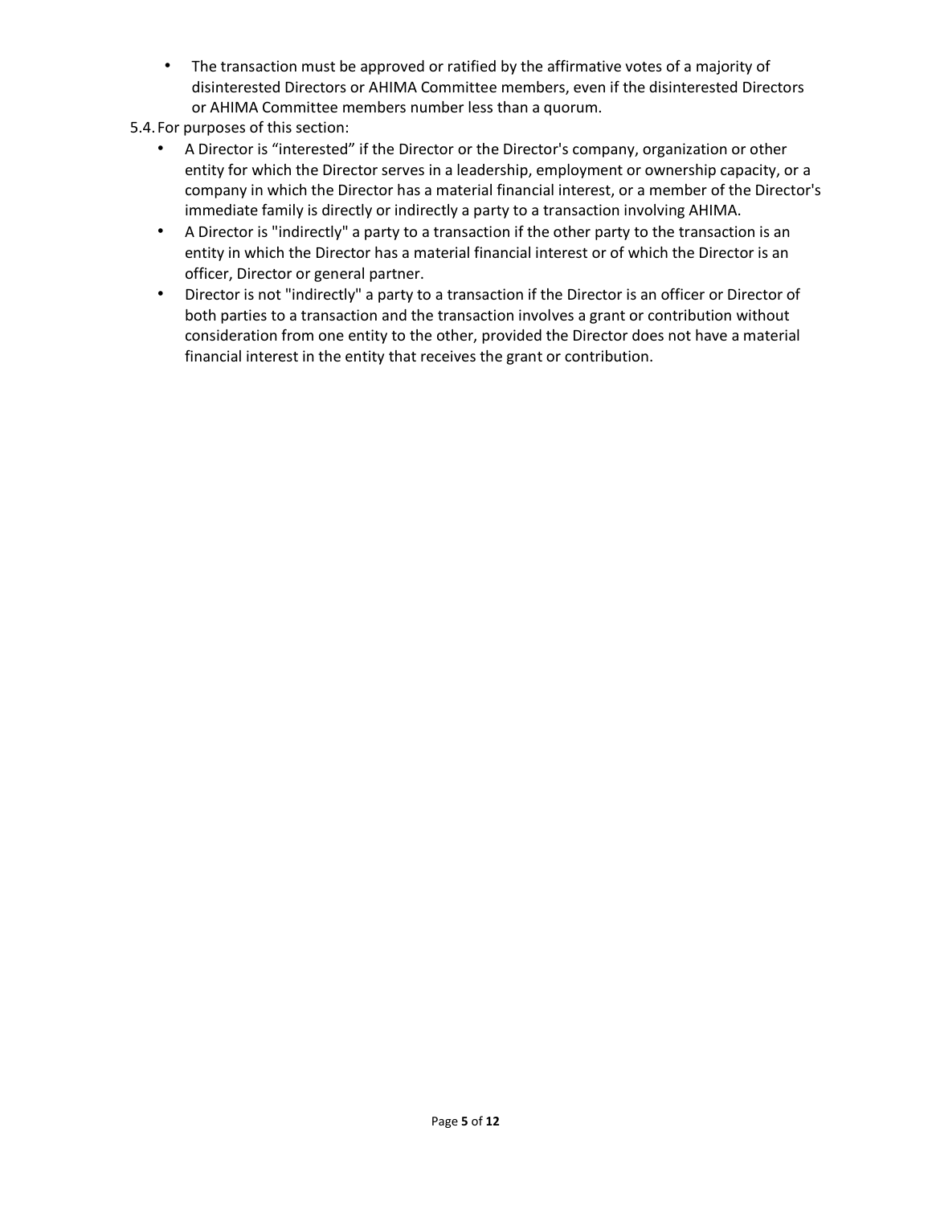- The transaction must be approved or ratified by the affirmative votes of a majority of disinterested Directors or AHIMA Committee members, even if the disinterested Directors or AHIMA Committee members number less than a quorum.

5.4. For purposes of this section:

- A Director is “interested” if the Director or the Director's company, organization or other entity for which the Director serves in a leadership, employment or ownership capacity, or a company in which the Director has a material financial interest, or a member of the Director's immediate family is directly or indirectly a party to a transaction involving AHIMA.
- A Director is "indirectly" a party to a transaction if the other party to the transaction is an entity in which the Director has a material financial interest or of which the Director is an officer, Director or general partner.
- Director is not "indirectly" a party to a transaction if the Director is an officer or Director of both parties to a transaction and the transaction involves a grant or contribution without consideration from one entity to the other, provided the Director does not have a material financial interest in the entity that receives the grant or contribution.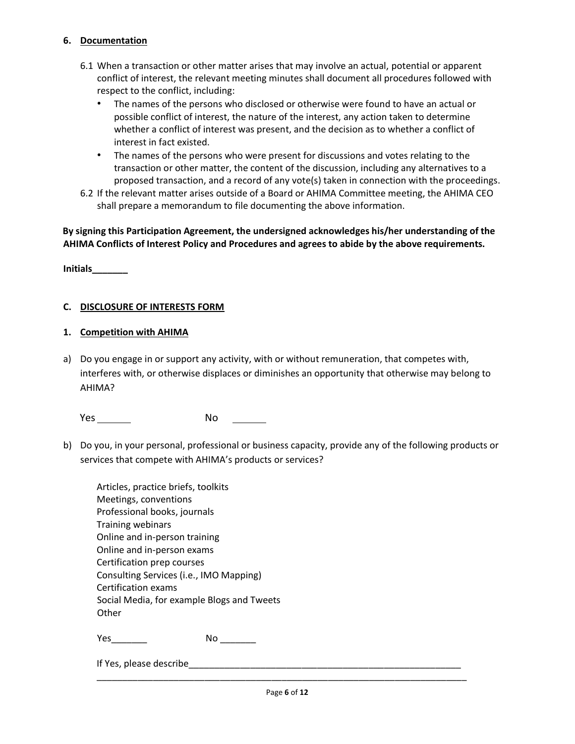## 6. Documentation

6.1 When a transaction or other matter arises that may involve an actual, potential or apparent conflict of interest, the relevant meeting minutes shall document all procedures followed with respect to the conflict, including:

- The names of the persons who disclosed or otherwise were found to have an actual or possible conflict of interest, the nature of the interest, any action taken to determine whether a conflict of interest was present, and the decision as to whether a conflict of interest in fact existed.
- The names of the persons who were present for discussions and votes relating to the transaction or other matter, the content of the discussion, including any alternatives to a proposed transaction, and a record of any vote(s) taken in connection with the proceedings.

6.2 If the relevant matter arises outside of a Board or AHIMA Committee meeting, the AHIMA CEO shall prepare a memorandum to file documenting the above information.

**By signing this Participation Agreement, the undersigned acknowledges his/her understanding of the AHIMA Conflicts of Interest Policy and Procedures and agrees to abide by the above requirements.**

**Initials_______**

## C. DISCLOSURE OF INTERESTS FORM

### 1. Competition with AHIMA

a) Do you engage in or support any activity, with or without remuneration, that competes with, interferes with, or otherwise displaces or diminishes an opportunity that otherwise may belong to AHIMA?

Yes _______ No _______

b) Do you, in your personal, professional or business capacity, provide any of the following products or services that compete with AHIMA's products or services?

Articles, practice briefs, toolkits
Meetings, conventions
Professional books, journals
Training webinars
Online and in-person training
Online and in-person exams
Certification prep courses
Consulting Services (i.e., IMO Mapping)
Certification exams
Social Media, for example Blogs and Tweets
Other

Yes_______ No _______

If Yes, please describe_________________________________________________________
___________________________________________________________________________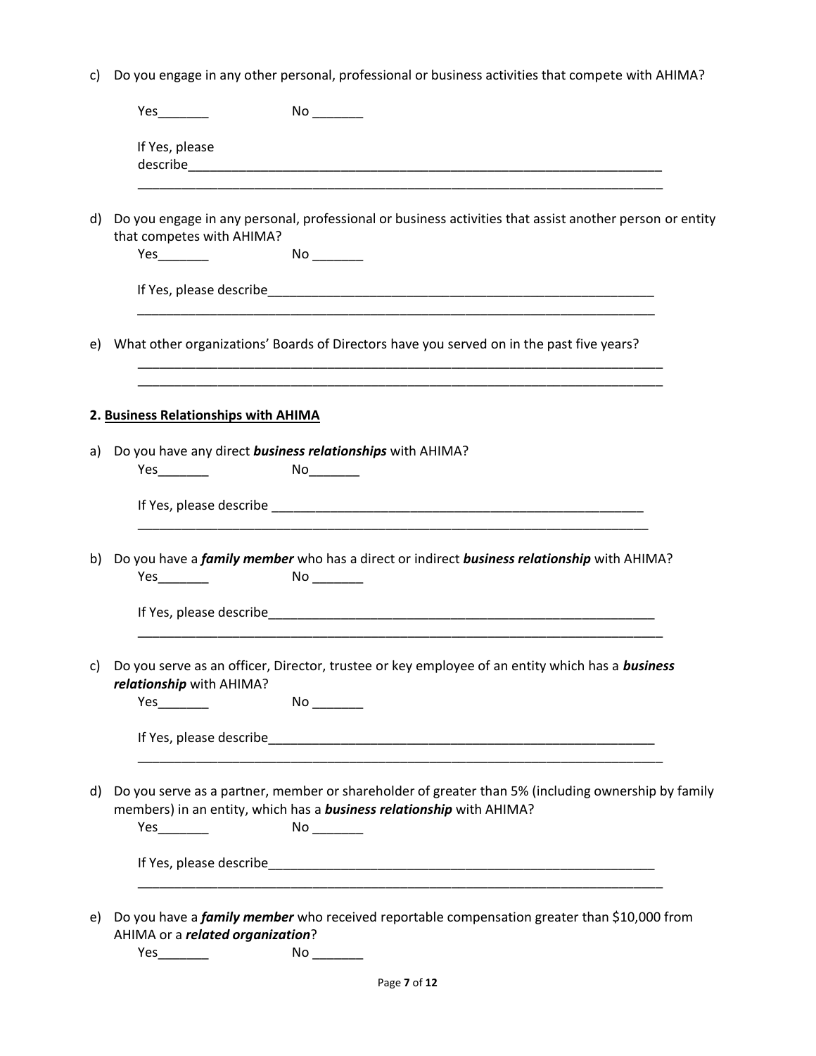c) Do you engage in any other personal, professional or business activities that compete with AHIMA?

Yes_______ No _______

If Yes, please describe___________________________________________________________________
___________________________________________________________________________

d) Do you engage in any personal, professional or business activities that assist another person or entity that competes with AHIMA?

Yes_______ No _______

If Yes, please describe_________________________________________________________
___________________________________________________________________________

e) What other organizations' Boards of Directors have you served on in the past five years?

___________________________________________________________________________
___________________________________________________________________________

**2. <u>Business Relationships with AHIMA</u>**

a) Do you have any direct ***business relationships*** with AHIMA?

Yes_______ No_______

If Yes, please describe ______________________________________________________
___________________________________________________________________________

b) Do you have a ***family member*** who has a direct or indirect ***business relationship*** with AHIMA?

Yes_______ No _______

If Yes, please describe_________________________________________________________
___________________________________________________________________________

c) Do you serve as an officer, Director, trustee or key employee of an entity which has a ***business relationship*** with AHIMA?

Yes_______ No _______

If Yes, please describe_________________________________________________________
___________________________________________________________________________

d) Do you serve as a partner, member or shareholder of greater than 5% (including ownership by family members) in an entity, which has a ***business relationship*** with AHIMA?

Yes_______ No _______

If Yes, please describe_________________________________________________________
___________________________________________________________________________

e) Do you have a ***family member*** who received reportable compensation greater than $10,000 from AHIMA or a ***related organization***?

Yes_______ No _______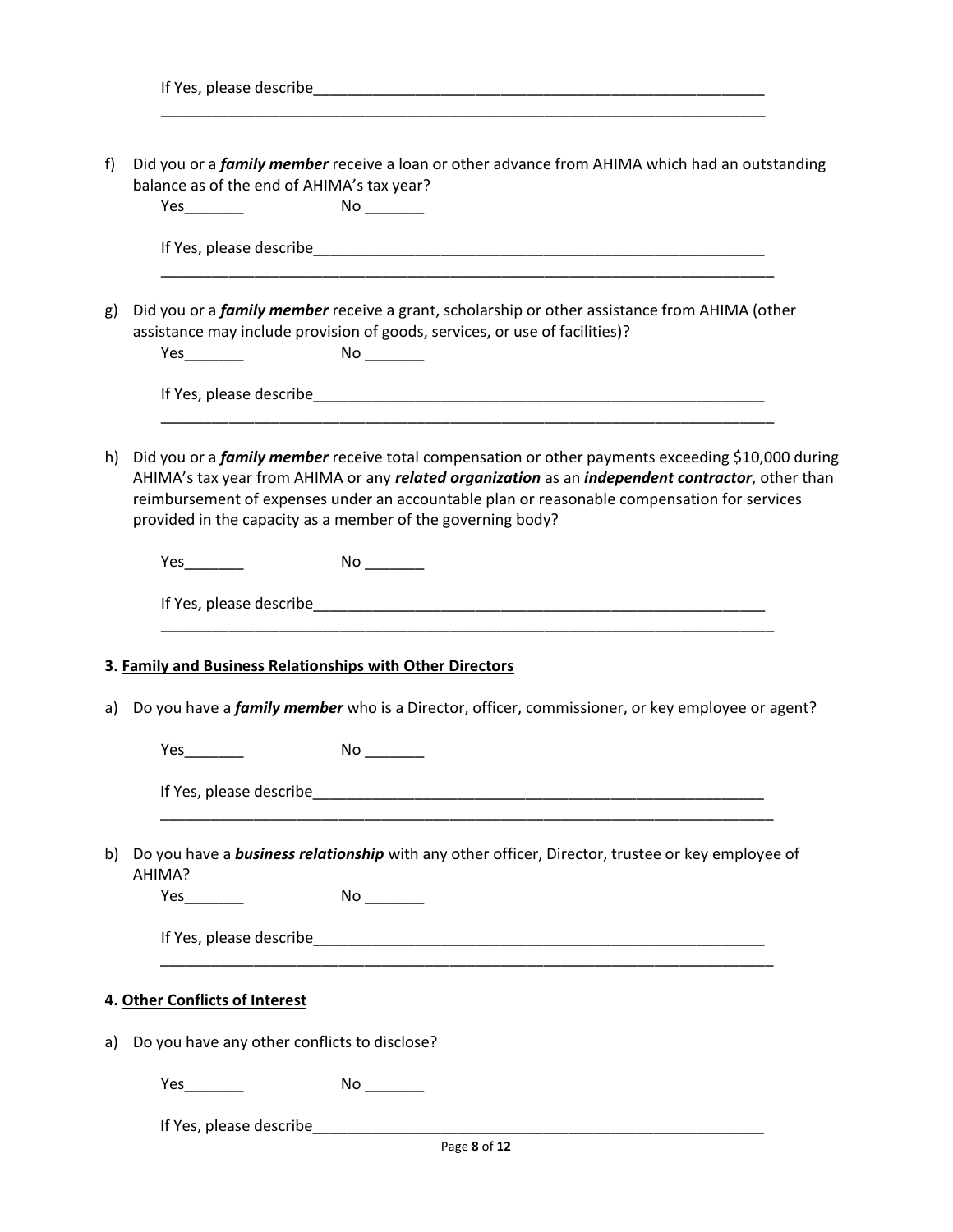If Yes, please describe_______________________________________________________

__________________________________________________________________________

f) Did you or a ***family member*** receive a loan or other advance from AHIMA which had an outstanding balance as of the end of AHIMA's tax year?

Yes_______ No _______

If Yes, please describe_______________________________________________________

__________________________________________________________________________

g) Did you or a ***family member*** receive a grant, scholarship or other assistance from AHIMA (other assistance may include provision of goods, services, or use of facilities)?

Yes_______ No _______

If Yes, please describe_______________________________________________________

__________________________________________________________________________

h) Did you or a ***family member*** receive total compensation or other payments exceeding $10,000 during AHIMA's tax year from AHIMA or any ***related organization*** as an ***independent contractor***, other than reimbursement of expenses under an accountable plan or reasonable compensation for services provided in the capacity as a member of the governing body?

Yes_______ No _______

If Yes, please describe_______________________________________________________

__________________________________________________________________________

**3. <u>Family and Business Relationships with Other Directors</u>**

a) Do you have a ***family member*** who is a Director, officer, commissioner, or key employee or agent?

Yes_______ No _______

If Yes, please describe_______________________________________________________

__________________________________________________________________________

b) Do you have a ***business relationship*** with any other officer, Director, trustee or key employee of AHIMA?

Yes_______ No _______

If Yes, please describe_______________________________________________________

__________________________________________________________________________

**4. <u>Other Conflicts of Interest</u>**

a) Do you have any other conflicts to disclose?

Yes_______ No _______

If Yes, please describe_______________________________________________________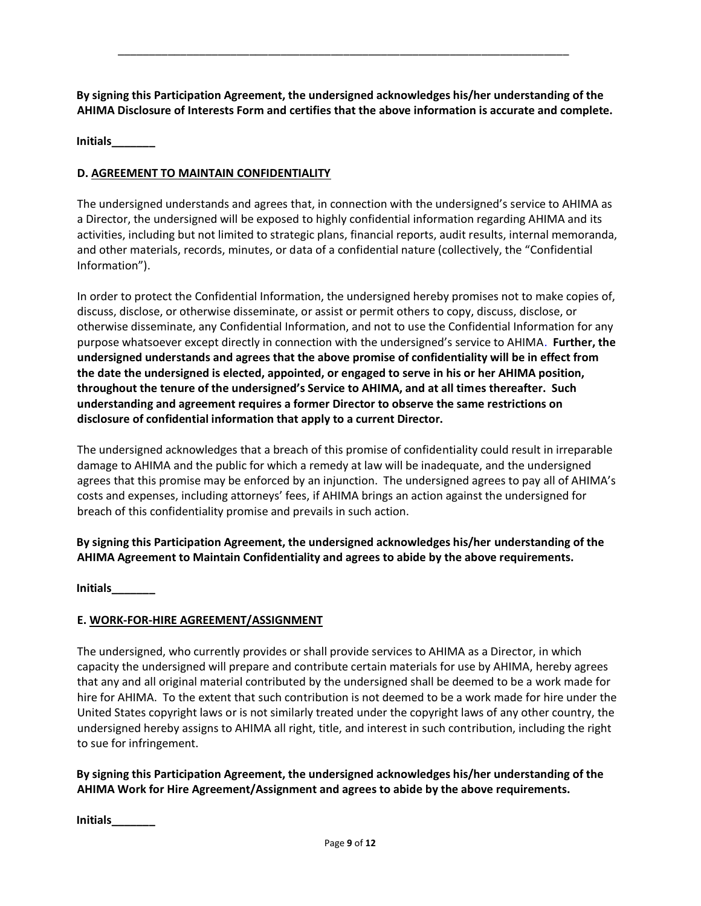---

**By signing this Participation Agreement, the undersigned acknowledges his/her understanding of the AHIMA Disclosure of Interests Form and certifies that the above information is accurate and complete.**

**Initials_______**

## D. AGREEMENT TO MAINTAIN CONFIDENTIALITY

The undersigned understands and agrees that, in connection with the undersigned's service to AHIMA as a Director, the undersigned will be exposed to highly confidential information regarding AHIMA and its activities, including but not limited to strategic plans, financial reports, audit results, internal memoranda, and other materials, records, minutes, or data of a confidential nature (collectively, the "Confidential Information").

In order to protect the Confidential Information, the undersigned hereby promises not to make copies of, discuss, disclose, or otherwise disseminate, or assist or permit others to copy, discuss, disclose, or otherwise disseminate, any Confidential Information, and not to use the Confidential Information for any purpose whatsoever except directly in connection with the undersigned's service to AHIMA. **Further, the undersigned understands and agrees that the above promise of confidentiality will be in effect from the date the undersigned is elected, appointed, or engaged to serve in his or her AHIMA position, throughout the tenure of the undersigned's Service to AHIMA, and at all times thereafter. Such understanding and agreement requires a former Director to observe the same restrictions on disclosure of confidential information that apply to a current Director.**

The undersigned acknowledges that a breach of this promise of confidentiality could result in irreparable damage to AHIMA and the public for which a remedy at law will be inadequate, and the undersigned agrees that this promise may be enforced by an injunction. The undersigned agrees to pay all of AHIMA's costs and expenses, including attorneys' fees, if AHIMA brings an action against the undersigned for breach of this confidentiality promise and prevails in such action.

**By signing this Participation Agreement, the undersigned acknowledges his/her understanding of the AHIMA Agreement to Maintain Confidentiality and agrees to abide by the above requirements.**

**Initials_______**

## E. WORK-FOR-HIRE AGREEMENT/ASSIGNMENT

The undersigned, who currently provides or shall provide services to AHIMA as a Director, in which capacity the undersigned will prepare and contribute certain materials for use by AHIMA, hereby agrees that any and all original material contributed by the undersigned shall be deemed to be a work made for hire for AHIMA. To the extent that such contribution is not deemed to be a work made for hire under the United States copyright laws or is not similarly treated under the copyright laws of any other country, the undersigned hereby assigns to AHIMA all right, title, and interest in such contribution, including the right to sue for infringement.

**By signing this Participation Agreement, the undersigned acknowledges his/her understanding of the AHIMA Work for Hire Agreement/Assignment and agrees to abide by the above requirements.**

**Initials_______**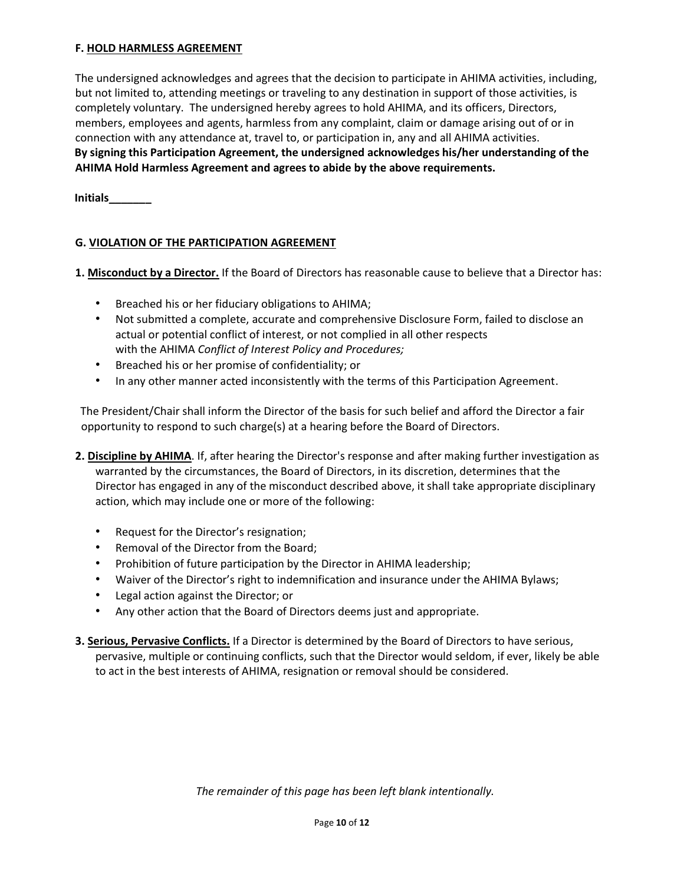## F. HOLD HARMLESS AGREEMENT

The undersigned acknowledges and agrees that the decision to participate in AHIMA activities, including, but not limited to, attending meetings or traveling to any destination in support of those activities, is completely voluntary. The undersigned hereby agrees to hold AHIMA, and its officers, Directors, members, employees and agents, harmless from any complaint, claim or damage arising out of or in connection with any attendance at, travel to, or participation in, any and all AHIMA activities. **By signing this Participation Agreement, the undersigned acknowledges his/her understanding of the AHIMA Hold Harmless Agreement and agrees to abide by the above requirements.**

**Initials_______**

## G. VIOLATION OF THE PARTICIPATION AGREEMENT

**1. Misconduct by a Director.** If the Board of Directors has reasonable cause to believe that a Director has:

- Breached his or her fiduciary obligations to AHIMA;
- Not submitted a complete, accurate and comprehensive Disclosure Form, failed to disclose an actual or potential conflict of interest, or not complied in all other respects with the AHIMA *Conflict of Interest Policy and Procedures;*
- Breached his or her promise of confidentiality; or
- In any other manner acted inconsistently with the terms of this Participation Agreement.

The President/Chair shall inform the Director of the basis for such belief and afford the Director a fair opportunity to respond to such charge(s) at a hearing before the Board of Directors.

**2. Discipline by AHIMA**. If, after hearing the Director's response and after making further investigation as warranted by the circumstances, the Board of Directors, in its discretion, determines that the Director has engaged in any of the misconduct described above, it shall take appropriate disciplinary action, which may include one or more of the following:

- Request for the Director's resignation;
- Removal of the Director from the Board;
- Prohibition of future participation by the Director in AHIMA leadership;
- Waiver of the Director's right to indemnification and insurance under the AHIMA Bylaws;
- Legal action against the Director; or
- Any other action that the Board of Directors deems just and appropriate.

**3. Serious, Pervasive Conflicts.** If a Director is determined by the Board of Directors to have serious, pervasive, multiple or continuing conflicts, such that the Director would seldom, if ever, likely be able to act in the best interests of AHIMA, resignation or removal should be considered.

*The remainder of this page has been left blank intentionally.*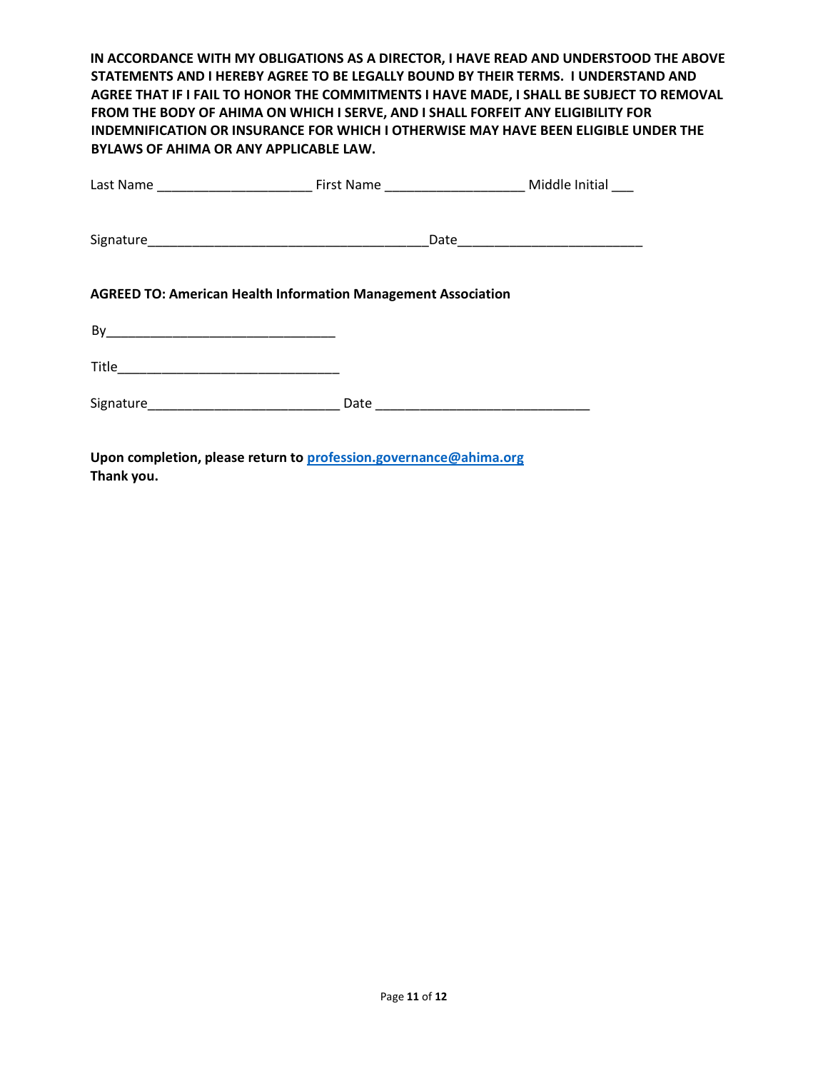**IN ACCORDANCE WITH MY OBLIGATIONS AS A DIRECTOR, I HAVE READ AND UNDERSTOOD THE ABOVE STATEMENTS AND I HEREBY AGREE TO BE LEGALLY BOUND BY THEIR TERMS. I UNDERSTAND AND AGREE THAT IF I FAIL TO HONOR THE COMMITMENTS I HAVE MADE, I SHALL BE SUBJECT TO REMOVAL FROM THE BODY OF AHIMA ON WHICH I SERVE, AND I SHALL FORFEIT ANY ELIGIBILITY FOR INDEMNIFICATION OR INSURANCE FOR WHICH I OTHERWISE MAY HAVE BEEN ELIGIBLE UNDER THE BYLAWS OF AHIMA OR ANY APPLICABLE LAW.**

Last Name _____________________ First Name ___________________ Middle Initial ___

Signature_____________________________________Date________________________

**AGREED TO: American Health Information Management Association**

By_____________________________

Title_____________________________

Signature_________________________ Date ____________________________

**Upon completion, please return to [profession.governance@ahima.org](mailto:profession.governance@ahima.org)**
**Thank you.**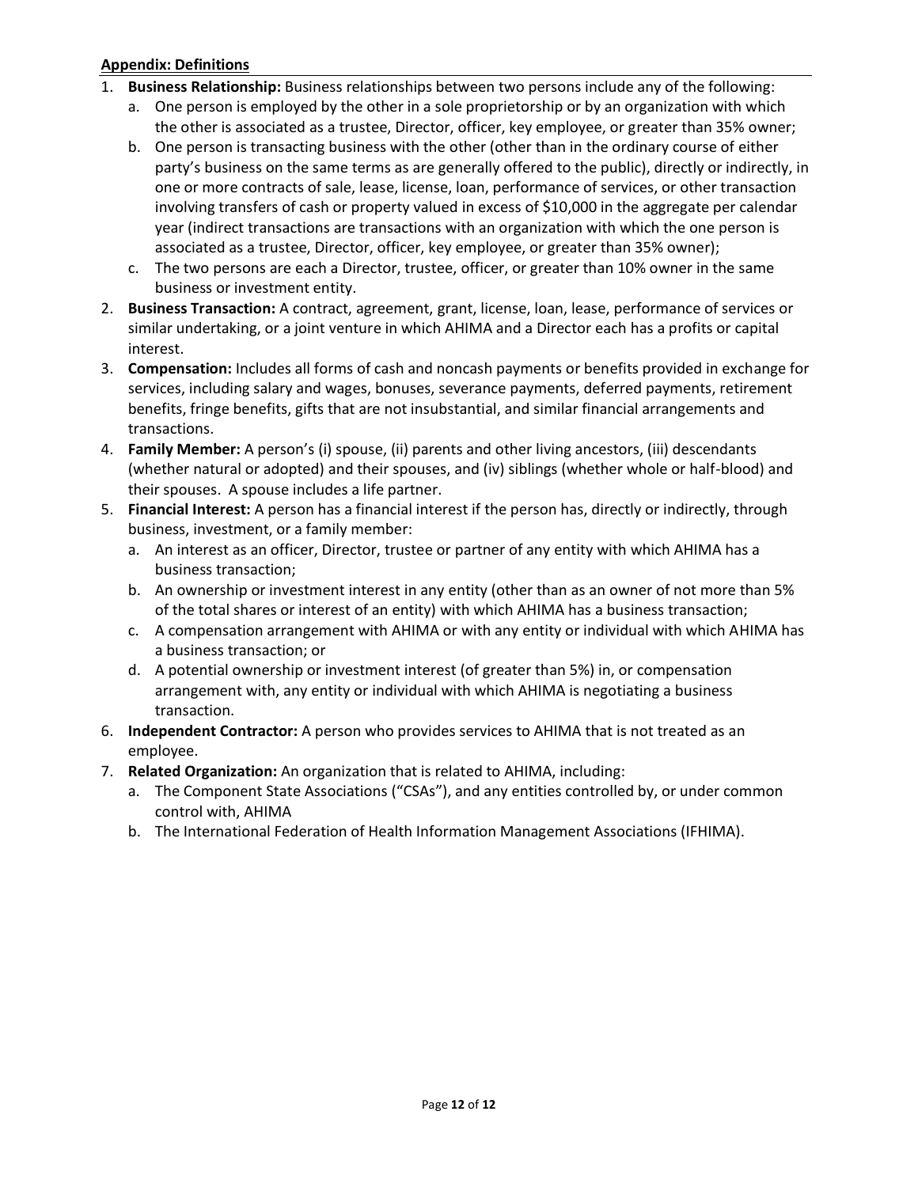**Appendix: Definitions**

1. **Business Relationship:** Business relationships between two persons include any of the following:
   a. One person is employed by the other in a sole proprietorship or by an organization with which the other is associated as a trustee, Director, officer, key employee, or greater than 35% owner;
   b. One person is transacting business with the other (other than in the ordinary course of either party's business on the same terms as are generally offered to the public), directly or indirectly, in one or more contracts of sale, lease, license, loan, performance of services, or other transaction involving transfers of cash or property valued in excess of $10,000 in the aggregate per calendar year (indirect transactions are transactions with an organization with which the one person is associated as a trustee, Director, officer, key employee, or greater than 35% owner);
   c. The two persons are each a Director, trustee, officer, or greater than 10% owner in the same business or investment entity.
2. **Business Transaction:** A contract, agreement, grant, license, loan, lease, performance of services or similar undertaking, or a joint venture in which AHIMA and a Director each has a profits or capital interest.
3. **Compensation:** Includes all forms of cash and noncash payments or benefits provided in exchange for services, including salary and wages, bonuses, severance payments, deferred payments, retirement benefits, fringe benefits, gifts that are not insubstantial, and similar financial arrangements and transactions.
4. **Family Member:** A person's (i) spouse, (ii) parents and other living ancestors, (iii) descendants (whether natural or adopted) and their spouses, and (iv) siblings (whether whole or half-blood) and their spouses. A spouse includes a life partner.
5. **Financial Interest:** A person has a financial interest if the person has, directly or indirectly, through business, investment, or a family member:
   a. An interest as an officer, Director, trustee or partner of any entity with which AHIMA has a business transaction;
   b. An ownership or investment interest in any entity (other than as an owner of not more than 5% of the total shares or interest of an entity) with which AHIMA has a business transaction;
   c. A compensation arrangement with AHIMA or with any entity or individual with which AHIMA has a business transaction; or
   d. A potential ownership or investment interest (of greater than 5%) in, or compensation arrangement with, any entity or individual with which AHIMA is negotiating a business transaction.
6. **Independent Contractor:** A person who provides services to AHIMA that is not treated as an employee.
7. **Related Organization:** An organization that is related to AHIMA, including:
   a. The Component State Associations ("CSAs"), and any entities controlled by, or under common control with, AHIMA
   b. The International Federation of Health Information Management Associations (IFHIMA).